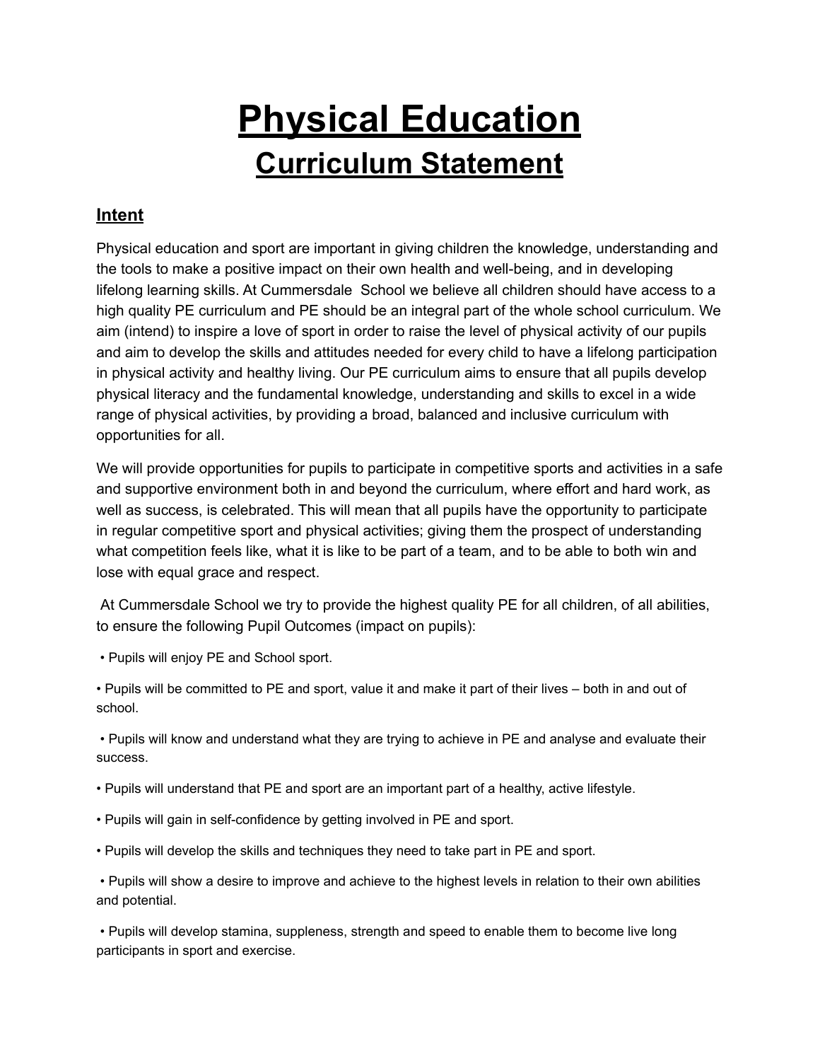# Physical Education

## Curriculum Statement

### Intent

Physical education and sport are important in giving children the knowledge, understanding and the tools to make a positive impact on their own health and well-being, and in developing lifelong learning skills. At Cummersdale School we believe all children should have access to a high quality PE curriculum and PE should be an integral part of the whole school curriculum. We aim (intend) to inspire a love of sport in order to raise the level of physical activity of our pupils and aim to develop the skills and attitudes needed for every child to have a lifelong participation in physical activity and healthy living. Our PE curriculum aims to ensure that all pupils develop physical literacy and the fundamental knowledge, understanding and skills to excel in a wide range of physical activities, by providing a broad, balanced and inclusive curriculum with opportunities for all.

We will provide opportunities for pupils to participate in competitive sports and activities in a safe and supportive environment both in and beyond the curriculum, where effort and hard work, as well as success, is celebrated. This will mean that all pupils have the opportunity to participate in regular competitive sport and physical activities; giving them the prospect of understanding what competition feels like, what it is like to be part of a team, and to be able to both win and lose with equal grace and respect.

At Cummersdale School we try to provide the highest quality PE for all children, of all abilities, to ensure the following Pupil Outcomes (impact on pupils):

- Pupils will enjoy PE and School sport.
- Pupils will be committed to PE and sport, value it and make it part of their lives – both in and out of school.
- Pupils will know and understand what they are trying to achieve in PE and analyse and evaluate their success.
- Pupils will understand that PE and sport are an important part of a healthy, active lifestyle.
- Pupils will gain in self-confidence by getting involved in PE and sport.
- Pupils will develop the skills and techniques they need to take part in PE and sport.
- Pupils will show a desire to improve and achieve to the highest levels in relation to their own abilities and potential.
- Pupils will develop stamina, suppleness, strength and speed to enable them to become live long participants in sport and exercise.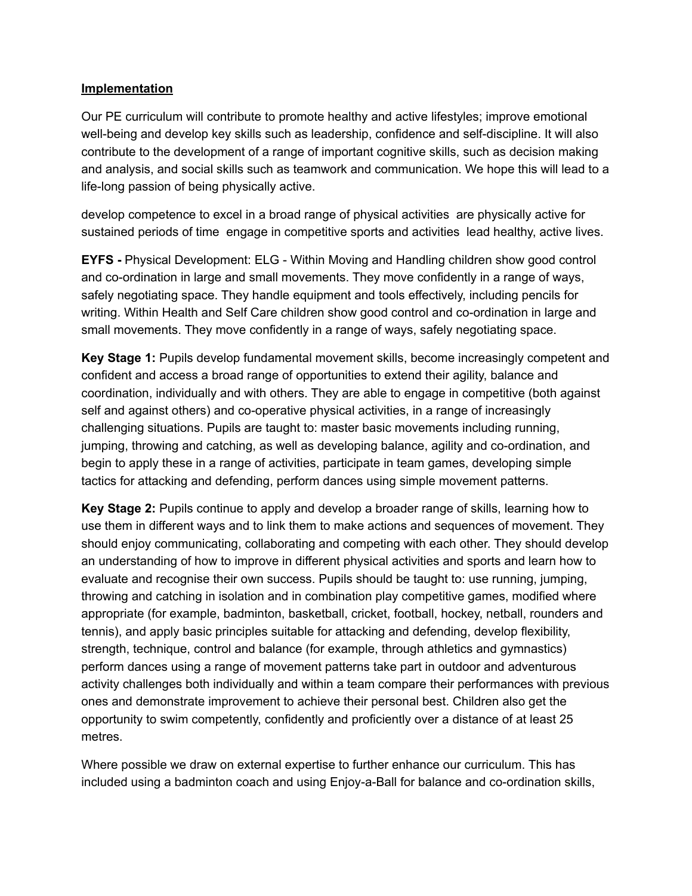**Implementation**

Our PE curriculum will contribute to promote healthy and active lifestyles; improve emotional well-being and develop key skills such as leadership, confidence and self-discipline. It will also contribute to the development of a range of important cognitive skills, such as decision making and analysis, and social skills such as teamwork and communication. We hope this will lead to a life-long passion of being physically active.

develop competence to excel in a broad range of physical activities  are physically active for sustained periods of time  engage in competitive sports and activities  lead healthy, active lives.

**EYFS -** Physical Development: ELG - Within Moving and Handling children show good control and co-ordination in large and small movements. They move confidently in a range of ways, safely negotiating space. They handle equipment and tools effectively, including pencils for writing. Within Health and Self Care children show good control and co-ordination in large and small movements. They move confidently in a range of ways, safely negotiating space.

**Key Stage 1:** Pupils develop fundamental movement skills, become increasingly competent and confident and access a broad range of opportunities to extend their agility, balance and coordination, individually and with others. They are able to engage in competitive (both against self and against others) and co-operative physical activities, in a range of increasingly challenging situations. Pupils are taught to: master basic movements including running, jumping, throwing and catching, as well as developing balance, agility and co-ordination, and begin to apply these in a range of activities, participate in team games, developing simple tactics for attacking and defending, perform dances using simple movement patterns.

**Key Stage 2:** Pupils continue to apply and develop a broader range of skills, learning how to use them in different ways and to link them to make actions and sequences of movement. They should enjoy communicating, collaborating and competing with each other. They should develop an understanding of how to improve in different physical activities and sports and learn how to evaluate and recognise their own success. Pupils should be taught to: use running, jumping, throwing and catching in isolation and in combination play competitive games, modified where appropriate (for example, badminton, basketball, cricket, football, hockey, netball, rounders and tennis), and apply basic principles suitable for attacking and defending, develop flexibility, strength, technique, control and balance (for example, through athletics and gymnastics) perform dances using a range of movement patterns take part in outdoor and adventurous activity challenges both individually and within a team compare their performances with previous ones and demonstrate improvement to achieve their personal best. Children also get the opportunity to swim competently, confidently and proficiently over a distance of at least 25 metres.

Where possible we draw on external expertise to further enhance our curriculum. This has included using a badminton coach and using Enjoy-a-Ball for balance and co-ordination skills,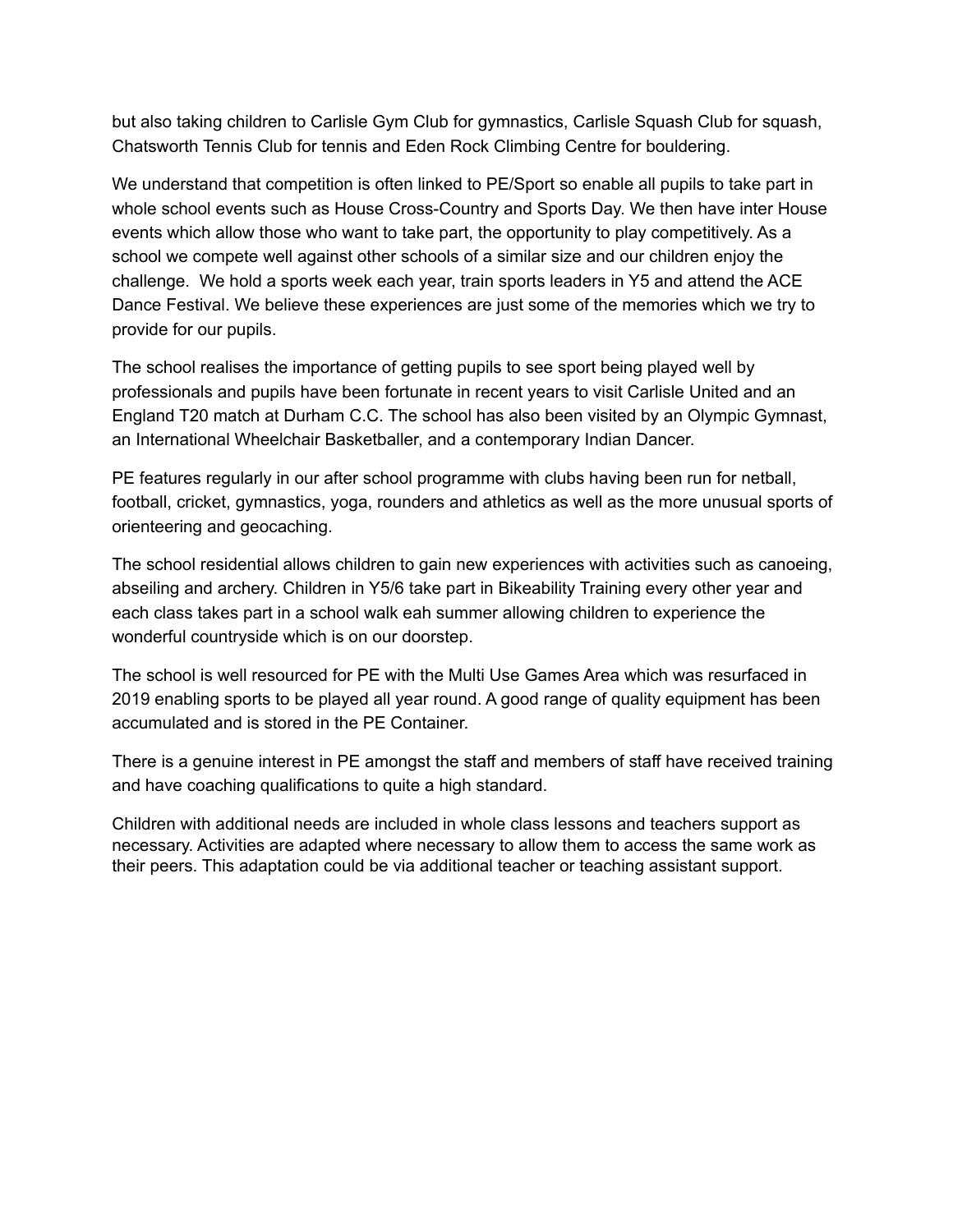but also taking children to Carlisle Gym Club for gymnastics, Carlisle Squash Club for squash, Chatsworth Tennis Club for tennis and Eden Rock Climbing Centre for bouldering.

We understand that competition is often linked to PE/Sport so enable all pupils to take part in whole school events such as House Cross-Country and Sports Day. We then have inter House events which allow those who want to take part, the opportunity to play competitively. As a school we compete well against other schools of a similar size and our children enjoy the challenge. We hold a sports week each year, train sports leaders in Y5 and attend the ACE Dance Festival. We believe these experiences are just some of the memories which we try to provide for our pupils.

The school realises the importance of getting pupils to see sport being played well by professionals and pupils have been fortunate in recent years to visit Carlisle United and an England T20 match at Durham C.C. The school has also been visited by an Olympic Gymnast, an International Wheelchair Basketballer, and a contemporary Indian Dancer.

PE features regularly in our after school programme with clubs having been run for netball, football, cricket, gymnastics, yoga, rounders and athletics as well as the more unusual sports of orienteering and geocaching.

The school residential allows children to gain new experiences with activities such as canoeing, abseiling and archery. Children in Y5/6 take part in Bikeability Training every other year and each class takes part in a school walk eah summer allowing children to experience the wonderful countryside which is on our doorstep.

The school is well resourced for PE with the Multi Use Games Area which was resurfaced in 2019 enabling sports to be played all year round. A good range of quality equipment has been accumulated and is stored in the PE Container.

There is a genuine interest in PE amongst the staff and members of staff have received training and have coaching qualifications to quite a high standard.

Children with additional needs are included in whole class lessons and teachers support as necessary. Activities are adapted where necessary to allow them to access the same work as their peers. This adaptation could be via additional teacher or teaching assistant support.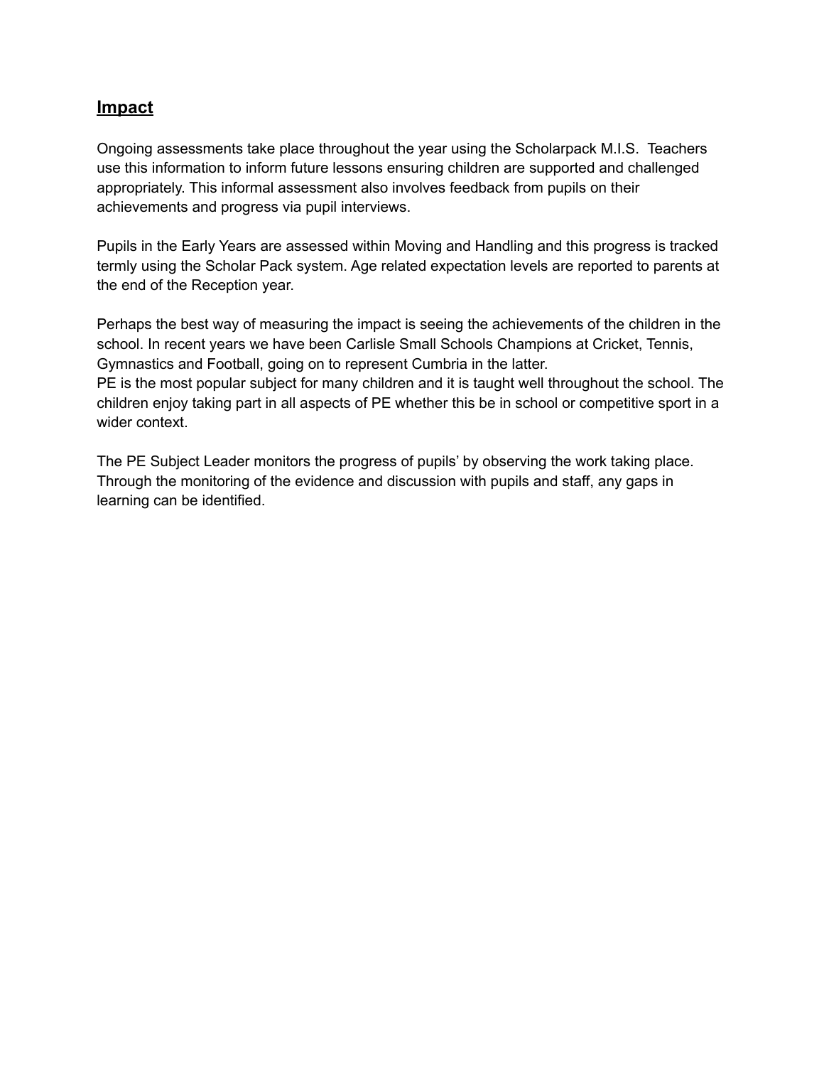## Impact

Ongoing assessments take place throughout the year using the Scholarpack M.I.S. Teachers use this information to inform future lessons ensuring children are supported and challenged appropriately. This informal assessment also involves feedback from pupils on their achievements and progress via pupil interviews.

Pupils in the Early Years are assessed within Moving and Handling and this progress is tracked termly using the Scholar Pack system. Age related expectation levels are reported to parents at the end of the Reception year.

Perhaps the best way of measuring the impact is seeing the achievements of the children in the school. In recent years we have been Carlisle Small Schools Champions at Cricket, Tennis, Gymnastics and Football, going on to represent Cumbria in the latter.
PE is the most popular subject for many children and it is taught well throughout the school. The children enjoy taking part in all aspects of PE whether this be in school or competitive sport in a wider context.

The PE Subject Leader monitors the progress of pupils' by observing the work taking place. Through the monitoring of the evidence and discussion with pupils and staff, any gaps in learning can be identified.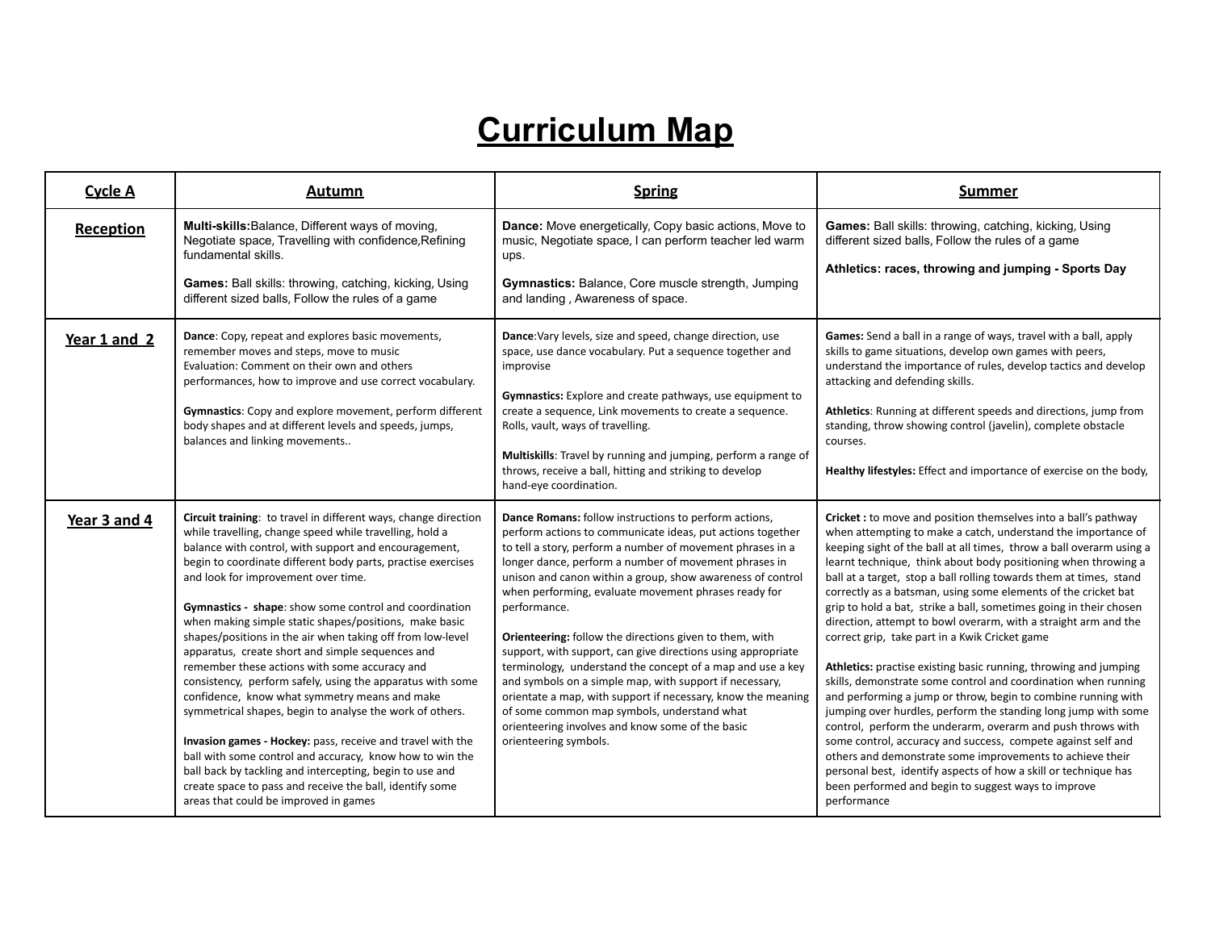# Curriculum Map

| Cycle A | Autumn | Spring | Summer |
|---|---|---|---|
| **Reception** | **Multi-skills:**Balance, Different ways of moving, Negotiate space, Travelling with confidence,Refining fundamental skills.<br><br>**Games:** Ball skills: throwing, catching, kicking, Using different sized balls, Follow the rules of a game | **Dance:** Move energetically, Copy basic actions, Move to music, Negotiate space, I can perform teacher led warm ups.<br><br>**Gymnastics:** Balance, Core muscle strength, Jumping and landing , Awareness of space. | **Games:** Ball skills: throwing, catching, kicking, Using different sized balls, Follow the rules of a game<br><br>**Athletics: races, throwing and jumping - Sports Day** |
| **Year 1 and 2** | **Dance**: Copy, repeat and explores basic movements, remember moves and steps, move to music<br>Evaluation: Comment on their own and others performances, how to improve and use correct vocabulary.<br><br>**Gymnastics**: Copy and explore movement, perform different body shapes and at different levels and speeds, jumps, balances and linking movements.. | **Dance**:Vary levels, size and speed, change direction, use space, use dance vocabulary. Put a sequence together and improvise<br><br>**Gymnastics:** Explore and create pathways, use equipment to create a sequence, Link movements to create a sequence. Rolls, vault, ways of travelling.<br><br>**Multiskills**: Travel by running and jumping, perform a range of throws, receive a ball, hitting and striking to develop hand-eye coordination. | **Games:** Send a ball in a range of ways, travel with a ball, apply skills to game situations, develop own games with peers, understand the importance of rules, develop tactics and develop attacking and defending skills.<br><br>**Athletics**: Running at different speeds and directions, jump from standing, throw showing control (javelin), complete obstacle courses.<br><br>**Healthy lifestyles:** Effect and importance of exercise on the body, |
| **Year 3 and 4** | **Circuit training**: to travel in different ways, change direction while travelling, change speed while travelling, hold a balance with control, with support and encouragement, begin to coordinate different body parts, practise exercises and look for improvement over time.<br><br>**Gymnastics - shape**: show some control and coordination when making simple static shapes/positions, make basic shapes/positions in the air when taking off from low-level apparatus, create short and simple sequences and remember these actions with some accuracy and consistency, perform safely, using the apparatus with some confidence, know what symmetry means and make symmetrical shapes, begin to analyse the work of others.<br><br>**Invasion games - Hockey:** pass, receive and travel with the ball with some control and accuracy, know how to win the ball back by tackling and intercepting, begin to use and create space to pass and receive the ball, identify some areas that could be improved in games | **Dance Romans:** follow instructions to perform actions, perform actions to communicate ideas, put actions together to tell a story, perform a number of movement phrases in a longer dance, perform a number of movement phrases in unison and canon within a group, show awareness of control when performing, evaluate movement phrases ready for performance.<br><br>**Orienteering:** follow the directions given to them, with support, with support, can give directions using appropriate terminology, understand the concept of a map and use a key and symbols on a simple map, with support if necessary, orientate a map, with support if necessary, know the meaning of some common map symbols, understand what orienteering involves and know some of the basic orienteering symbols. | **Cricket :** to move and position themselves into a ball's pathway when attempting to make a catch, understand the importance of keeping sight of the ball at all times, throw a ball overarm using a learnt technique, think about body positioning when throwing a ball at a target, stop a ball rolling towards them at times, stand correctly as a batsman, using some elements of the cricket bat grip to hold a bat, strike a ball, sometimes going in their chosen direction, attempt to bowl overarm, with a straight arm and the correct grip, take part in a Kwik Cricket game<br><br>**Athletics:** practise existing basic running, throwing and jumping skills, demonstrate some control and coordination when running and performing a jump or throw, begin to combine running with jumping over hurdles, perform the standing long jump with some control, perform the underarm, overarm and push throws with some control, accuracy and success, compete against self and others and demonstrate some improvements to achieve their personal best, identify aspects of how a skill or technique has been performed and begin to suggest ways to improve performance |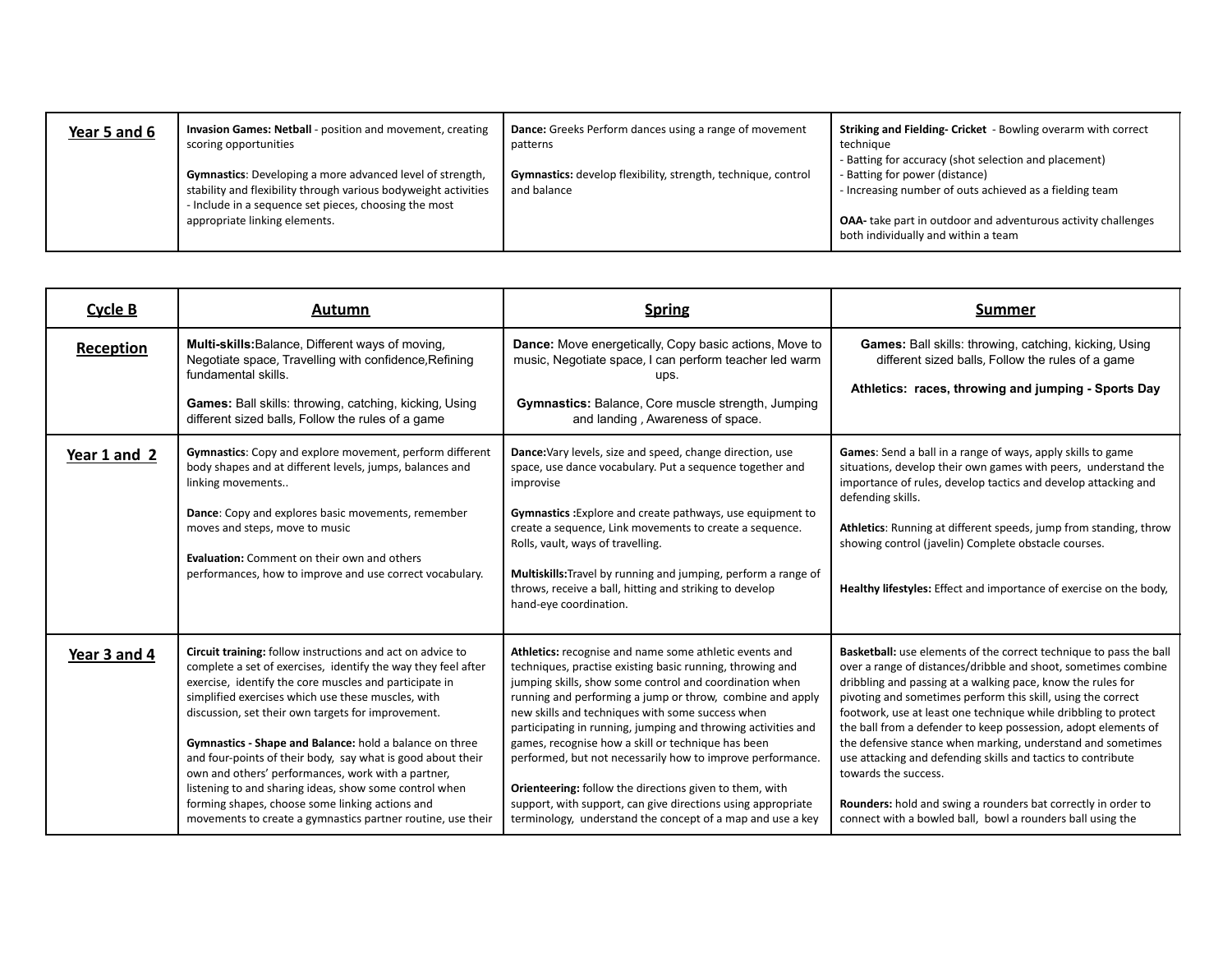| Year 5 and 6 | **Invasion Games: Netball** - position and movement, creating scoring opportunities<br><br>**Gymnastics**: Developing a more advanced level of strength, stability and flexibility through various bodyweight activities<br>- Include in a sequence set pieces, choosing the most appropriate linking elements. | **Dance:** Greeks Perform dances using a range of movement patterns<br><br>**Gymnastics:** develop flexibility, strength, technique, control and balance | **Striking and Fielding- Cricket** - Bowling overarm with correct technique<br>- Batting for accuracy (shot selection and placement)<br>- Batting for power (distance)<br>- Increasing number of outs achieved as a fielding team<br><br>**OAA-** take part in outdoor and adventurous activity challenges both individually and within a team |
|---|---|---|---|

| Cycle B | Autumn | Spring | Summer |
|---|---|---|---|
| Reception | **Multi-skills:**Balance, Different ways of moving, Negotiate space, Travelling with confidence,Refining fundamental skills.<br><br>**Games:** Ball skills: throwing, catching, kicking, Using different sized balls, Follow the rules of a game | **Dance:** Move energetically, Copy basic actions, Move to music, Negotiate space, I can perform teacher led warm ups.<br><br>**Gymnastics:** Balance, Core muscle strength, Jumping and landing , Awareness of space. | **Games:** Ball skills: throwing, catching, kicking, Using different sized balls, Follow the rules of a game<br><br>**Athletics: races, throwing and jumping - Sports Day** |
| Year 1 and 2 | **Gymnastics**: Copy and explore movement, perform different body shapes and at different levels, jumps, balances and linking movements..<br><br>**Dance**: Copy and explores basic movements, remember moves and steps, move to music<br><br>**Evaluation:** Comment on their own and others performances, how to improve and use correct vocabulary. | **Dance:**Vary levels, size and speed, change direction, use space, use dance vocabulary. Put a sequence together and improvise<br><br>**Gymnastics :**Explore and create pathways, use equipment to create a sequence, Link movements to create a sequence. Rolls, vault, ways of travelling.<br><br>**Multiskills:**Travel by running and jumping, perform a range of throws, receive a ball, hitting and striking to develop hand-eye coordination. | **Games**: Send a ball in a range of ways, apply skills to game situations, develop their own games with peers, understand the importance of rules, develop tactics and develop attacking and defending skills.<br><br>**Athletics**: Running at different speeds, jump from standing, throw showing control (javelin) Complete obstacle courses.<br><br>**Healthy lifestyles:** Effect and importance of exercise on the body, |
| Year 3 and 4 | **Circuit training:** follow instructions and act on advice to complete a set of exercises, identify the way they feel after exercise, identify the core muscles and participate in simplified exercises which use these muscles, with discussion, set their own targets for improvement.<br><br>**Gymnastics - Shape and Balance:** hold a balance on three and four-points of their body, say what is good about their own and others' performances, work with a partner, listening to and sharing ideas, show some control when forming shapes, choose some linking actions and movements to create a gymnastics partner routine, use their | **Athletics:** recognise and name some athletic events and techniques, practise existing basic running, throwing and jumping skills, show some control and coordination when running and performing a jump or throw, combine and apply new skills and techniques with some success when participating in running, jumping and throwing activities and games, recognise how a skill or technique has been performed, but not necessarily how to improve performance.<br><br>**Orienteering:** follow the directions given to them, with support, with support, can give directions using appropriate terminology, understand the concept of a map and use a key | **Basketball:** use elements of the correct technique to pass the ball over a range of distances/dribble and shoot, sometimes combine dribbling and passing at a walking pace, know the rules for pivoting and sometimes perform this skill, using the correct footwork, use at least one technique while dribbling to protect the ball from a defender to keep possession, adopt elements of the defensive stance when marking, understand and sometimes use attacking and defending skills and tactics to contribute towards the success.<br><br>**Rounders:** hold and swing a rounders bat correctly in order to connect with a bowled ball, bowl a rounders ball using the |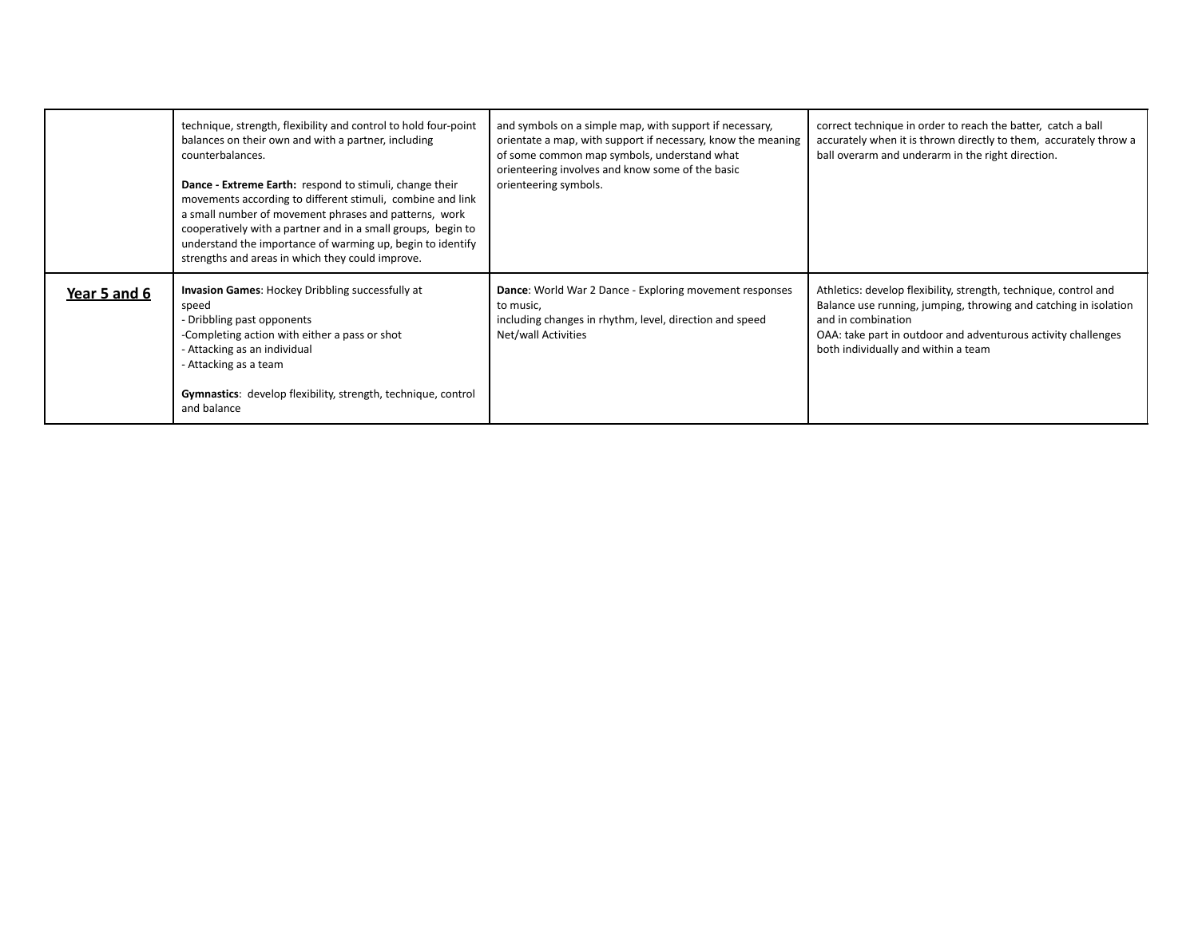| | | | |
|---|---|---|---|
| | technique, strength, flexibility and control to hold four-point balances on their own and with a partner, including counterbalances.<br><br>**Dance - Extreme Earth:** respond to stimuli, change their movements according to different stimuli, combine and link a small number of movement phrases and patterns, work cooperatively with a partner and in a small groups, begin to understand the importance of warming up, begin to identify strengths and areas in which they could improve. | and symbols on a simple map, with support if necessary, orientate a map, with support if necessary, know the meaning of some common map symbols, understand what orienteering involves and know some of the basic orienteering symbols. | correct technique in order to reach the batter, catch a ball accurately when it is thrown directly to them, accurately throw a ball overarm and underarm in the right direction. |
| **Year 5 and 6** | **Invasion Games**: Hockey Dribbling successfully at speed<br>- Dribbling past opponents<br>-Completing action with either a pass or shot<br>- Attacking as an individual<br>- Attacking as a team<br><br>**Gymnastics**: develop flexibility, strength, technique, control and balance | **Dance**: World War 2 Dance - Exploring movement responses to music,<br>including changes in rhythm, level, direction and speed<br>Net/wall Activities | Athletics: develop flexibility, strength, technique, control and Balance use running, jumping, throwing and catching in isolation and in combination<br>OAA: take part in outdoor and adventurous activity challenges both individually and within a team |